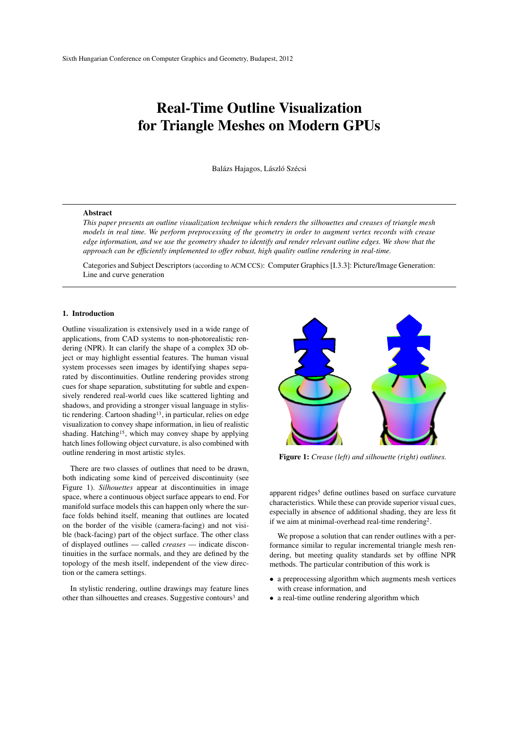# Real-Time Outline Visualization for Triangle Meshes on Modern GPUs

Balázs Hajagos, László Szécsi

### Abstract

*This paper presents an outline visualization technique which renders the silhouettes and creases of triangle mesh models in real time. We perform preprocessing of the geometry in order to augment vertex records with crease edge information, and we use the geometry shader to identify and render relevant outline edges. We show that the approach can be efficiently implemented to offer robust, high quality outline rendering in real-time.*

Categories and Subject Descriptors (according to ACM CCS): Computer Graphics [I.3.3]: Picture/Image Generation: Line and curve generation

## 1. Introduction

Outline visualization is extensively used in a wide range of applications, from CAD systems to non-photorealistic rendering (NPR). It can clarify the shape of a complex 3D object or may highlight essential features. The human visual system processes seen images by identifying shapes separated by discontinuities. Outline rendering provides strong cues for shape separation, substituting for subtle and expensively rendered real-world cues like scattered lighting and shadows, and providing a stronger visual language in stylistic rendering. Cartoon shading[13], in particular, relies on edge visualization to convey shape information, in lieu of realistic shading. Hatching[15], which may convey shape by applying hatch lines following object curvature, is also combined with outline rendering in most artistic styles.

There are two classes of outlines that need to be drawn, both indicating some kind of perceived discontinuity (see Figure 1). *Silhouettes* appear at discontinuities in image space, where a continuous object surface appears to end. For manifold surface models this can happen only where the surface folds behind itself, meaning that outlines are located on the border of the visible (camera-facing) and not visible (back-facing) part of the object surface. The other class of displayed outlines — called *creases* — indicate discontinuities in the surface normals, and they are defined by the topology of the mesh itself, independent of the view direction or the camera settings.

In stylistic rendering, outline drawings may feature lines other than silhouettes and creases. Suggestive contours[3] and apparent ridges[5] define outlines based on surface curvature characteristics. While these can provide superior visual cues, especially in absence of additional shading, they are less fit if we aim at minimal-overhead real-time rendering[2].

**Figure 1:** *Crease (left) and silhouette (right) outlines.*

We propose a solution that can render outlines with a performance similar to regular incremental triangle mesh rendering, but meeting quality standards set by offline NPR methods. The particular contribution of this work is

- a preprocessing algorithm which augments mesh vertices with crease information, and
- a real-time outline rendering algorithm which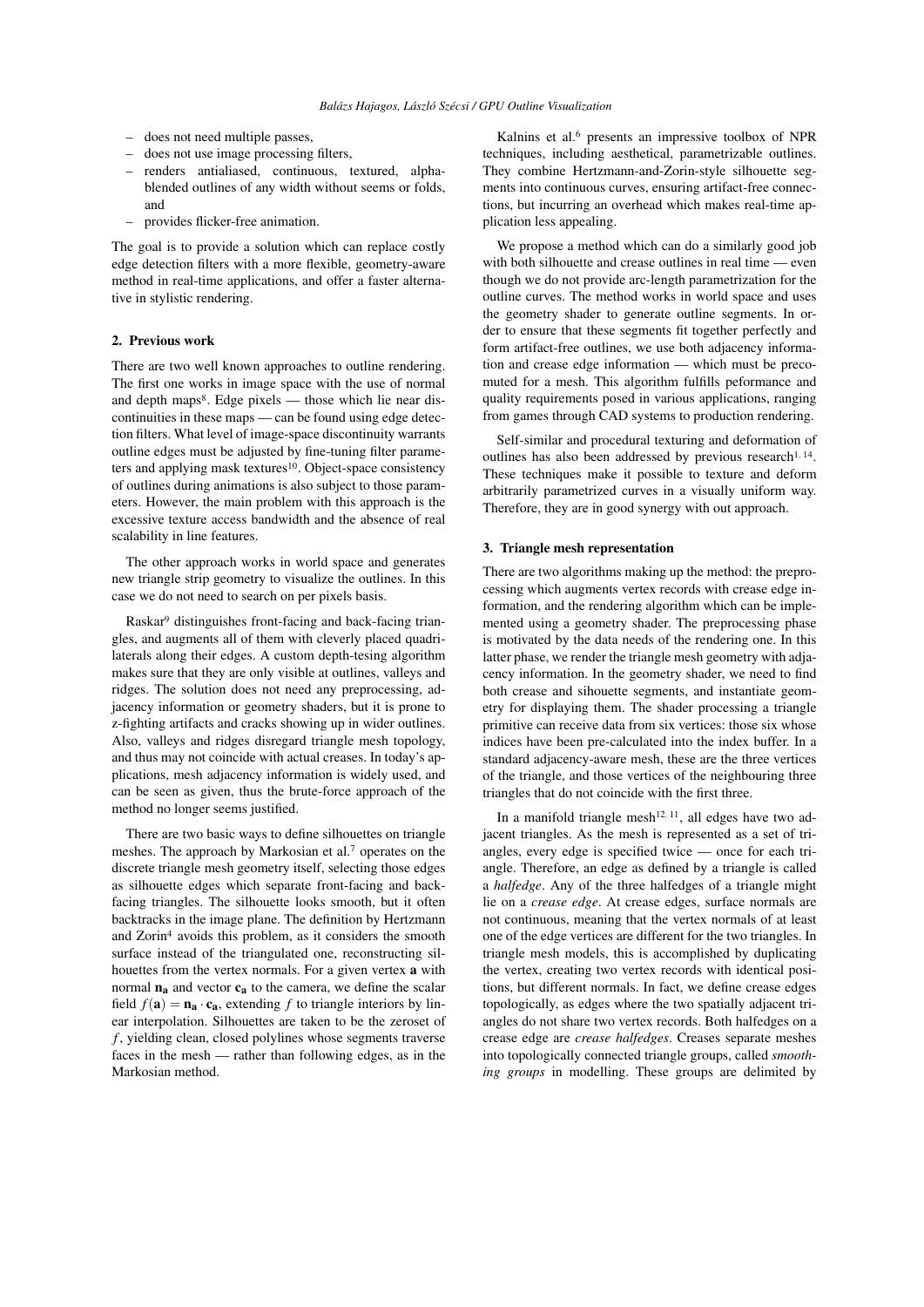- does not need multiple passes,
- does not use image processing filters,
- renders antialiased, continuous, textured, alpha-blended outlines of any width without seems or folds, and
- provides flicker-free animation.

The goal is to provide a solution which can replace costly edge detection filters with a more flexible, geometry-aware method in real-time applications, and offer a faster alternative in stylistic rendering.

## 2. Previous work

There are two well known approaches to outline rendering. The first one works in image space with the use of normal and depth maps[8]. Edge pixels — those which lie near discontinuities in these maps — can be found using edge detection filters. What level of image-space discontinuity warrants outline edges must be adjusted by fine-tuning filter parameters and applying mask textures[10]. Object-space consistency of outlines during animations is also subject to those parameters. However, the main problem with this approach is the excessive texture access bandwidth and the absence of real scalability in line features.

The other approach works in world space and generates new triangle strip geometry to visualize the outlines. In this case we do not need to search on per pixels basis.

Raskar[9] distinguishes front-facing and back-facing triangles, and augments all of them with cleverly placed quadrilaterals along their edges. A custom depth-tesing algorithm makes sure that they are only visible at outlines, valleys and ridges. The solution does not need any preprocessing, adjacency information or geometry shaders, but it is prone to z-fighting artifacts and cracks showing up in wider outlines. Also, valleys and ridges disregard triangle mesh topology, and thus may not coincide with actual creases. In today's applications, mesh adjacency information is widely used, and can be seen as given, thus the brute-force approach of the method no longer seems justified.

There are two basic ways to define silhouettes on triangle meshes. The approach by Markosian et al.[7] operates on the discrete triangle mesh geometry itself, selecting those edges as silhouette edges which separate front-facing and back-facing triangles. The silhouette looks smooth, but it often backtracks in the image plane. The definition by Hertzmann and Zorin[4] avoids this problem, as it considers the smooth surface instead of the triangulated one, reconstructing silhouettes from the vertex normals. For a given vertex $\mathbf{a}$ with normal $\mathbf{n_a}$ and vector $\mathbf{c_a}$ to the camera, we define the scalar field $f(\mathbf{a}) = \mathbf{n_a} \cdot \mathbf{c_a}$, extending $f$ to triangle interiors by linear interpolation. Silhouettes are taken to be the zeroset of $f$, yielding clean, closed polylines whose segments traverse faces in the mesh — rather than following edges, as in the Markosian method.

Kalnins et al.[6] presents an impressive toolbox of NPR techniques, including aesthetical, parametrizable outlines. They combine Hertzmann-and-Zorin-style silhouette segments into continuous curves, ensuring artifact-free connections, but incurring an overhead which makes real-time application less appealing.

We propose a method which can do a similarly good job with both silhouette and crease outlines in real time — even though we do not provide arc-length parametrization for the outline curves. The method works in world space and uses the geometry shader to generate outline segments. In order to ensure that these segments fit together perfectly and form artifact-free outlines, we use both adjacency information and crease edge information — which must be precomuted for a mesh. This algorithm fulfills peformance and quality requirements posed in various applications, ranging from games through CAD systems to production rendering.

Self-similar and procedural texturing and deformation of outlines has also been addressed by previous research[1, 14]. These techniques make it possible to texture and deform arbitrarily parametrized curves in a visually uniform way. Therefore, they are in good synergy with out approach.

## 3. Triangle mesh representation

There are two algorithms making up the method: the preprocessing which augments vertex records with crease edge information, and the rendering algorithm which can be implemented using a geometry shader. The preprocessing phase is motivated by the data needs of the rendering one. In this latter phase, we render the triangle mesh geometry with adjacency information. In the geometry shader, we need to find both crease and sihouette segments, and instantiate geometry for displaying them. The shader processing a triangle primitive can receive data from six vertices: those six whose indices have been pre-calculated into the index buffer. In a standard adjacency-aware mesh, these are the three vertices of the triangle, and those vertices of the neighbouring three triangles that do not coincide with the first three.

In a manifold triangle mesh[12, 11], all edges have two adjacent triangles. As the mesh is represented as a set of triangles, every edge is specified twice — once for each triangle. Therefore, an edge as defined by a triangle is called a *halfedge*. Any of the three halfedges of a triangle might lie on a *crease edge*. At crease edges, surface normals are not continuous, meaning that the vertex normals of at least one of the edge vertices are different for the two triangles. In triangle mesh models, this is accomplished by duplicating the vertex, creating two vertex records with identical positions, but different normals. In fact, we define crease edges topologically, as edges where the two spatially adjacent triangles do not share two vertex records. Both halfedges on a crease edge are *crease halfedges*. Creases separate meshes into topologically connected triangle groups, called *smoothing groups* in modelling. These groups are delimited by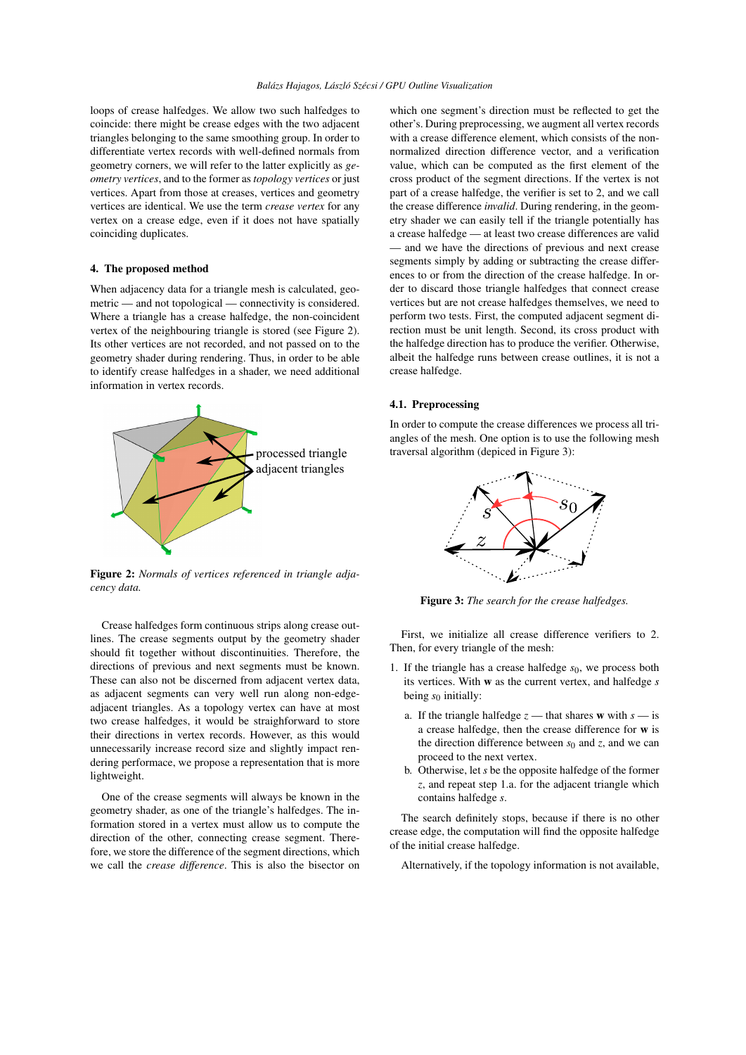loops of crease halfedges. We allow two such halfedges to coincide: there might be crease edges with the two adjacent triangles belonging to the same smoothing group. In order to differentiate vertex records with well-defined normals from geometry corners, we will refer to the latter explicitly as *geometry vertices*, and to the former as *topology vertices* or just vertices. Apart from those at creases, vertices and geometry vertices are identical. We use the term *crease vertex* for any vertex on a crease edge, even if it does not have spatially coinciding duplicates.

## 4. The proposed method

When adjacency data for a triangle mesh is calculated, geometric — and not topological — connectivity is considered. Where a triangle has a crease halfedge, the non-coincident vertex of the neighbouring triangle is stored (see Figure 2). Its other vertices are not recorded, and not passed on to the geometry shader during rendering. Thus, in order to be able to identify crease halfedges in a shader, we need additional information in vertex records.

**Figure 2:** *Normals of vertices referenced in triangle adjacency data.*

Crease halfedges form continuous strips along crease outlines. The crease segments output by the geometry shader should fit together without discontinuities. Therefore, the directions of previous and next segments must be known. These can also not be discerned from adjacent vertex data, as adjacent segments can very well run along non-edge-adjacent triangles. As a topology vertex can have at most two crease halfedges, it would be straightforward to store their directions in vertex records. However, as this would unnecessarily increase record size and slightly impact rendering performace, we propose a representation that is more lightweight.

One of the crease segments will always be known in the geometry shader, as one of the triangle's halfedges. The information stored in a vertex must allow us to compute the direction of the other, connecting crease segment. Therefore, we store the difference of the segment directions, which we call the *crease difference*. This is also the bisector on which one segment's direction must be reflected to get the other's. During preprocessing, we augment all vertex records with a crease difference element, which consists of the non-normalized direction difference vector, and a verification value, which can be computed as the first element of the cross product of the segment directions. If the vertex is not part of a crease halfedge, the verifier is set to 2, and we call the crease difference *invalid*. During rendering, in the geometry shader we can easily tell if the triangle potentially has a crease halfedge — at least two crease differences are valid — and we have the directions of previous and next crease segments simply by adding or subtracting the crease differences to or from the direction of the crease halfedge. In order to discard those triangle halfedges that connect crease vertices but are not crease halfedges themselves, we need to perform two tests. First, the computed adjacent segment direction must be unit length. Second, its cross product with the halfedge direction has to produce the verifier. Otherwise, albeit the halfedge runs between crease outlines, it is not a crease halfedge.

### 4.1. Preprocessing

In order to compute the crease differences we process all triangles of the mesh. One option is to use the following mesh traversal algorithm (depiced in Figure 3):

**Figure 3:** *The search for the crease halfedges.*

First, we initialize all crease difference verifiers to 2. Then, for every triangle of the mesh:

1. If the triangle has a crease halfedge $s_0$, we process both its vertices. With $\mathbf{w}$ as the current vertex, and halfedge $s$ being $s_0$ initially:
   a. If the triangle halfedge $z$ — that shares $\mathbf{w}$ with $s$ — is a crease halfedge, then the crease difference for $\mathbf{w}$ is the direction difference between $s_0$ and $z$, and we can proceed to the next vertex.
   b. Otherwise, let $s$ be the opposite halfedge of the former $z$, and repeat step 1.a. for the adjacent triangle which contains halfedge $s$.

The search definitely stops, because if there is no other crease edge, the computation will find the opposite halfedge of the initial crease halfedge.

Alternatively, if the topology information is not available,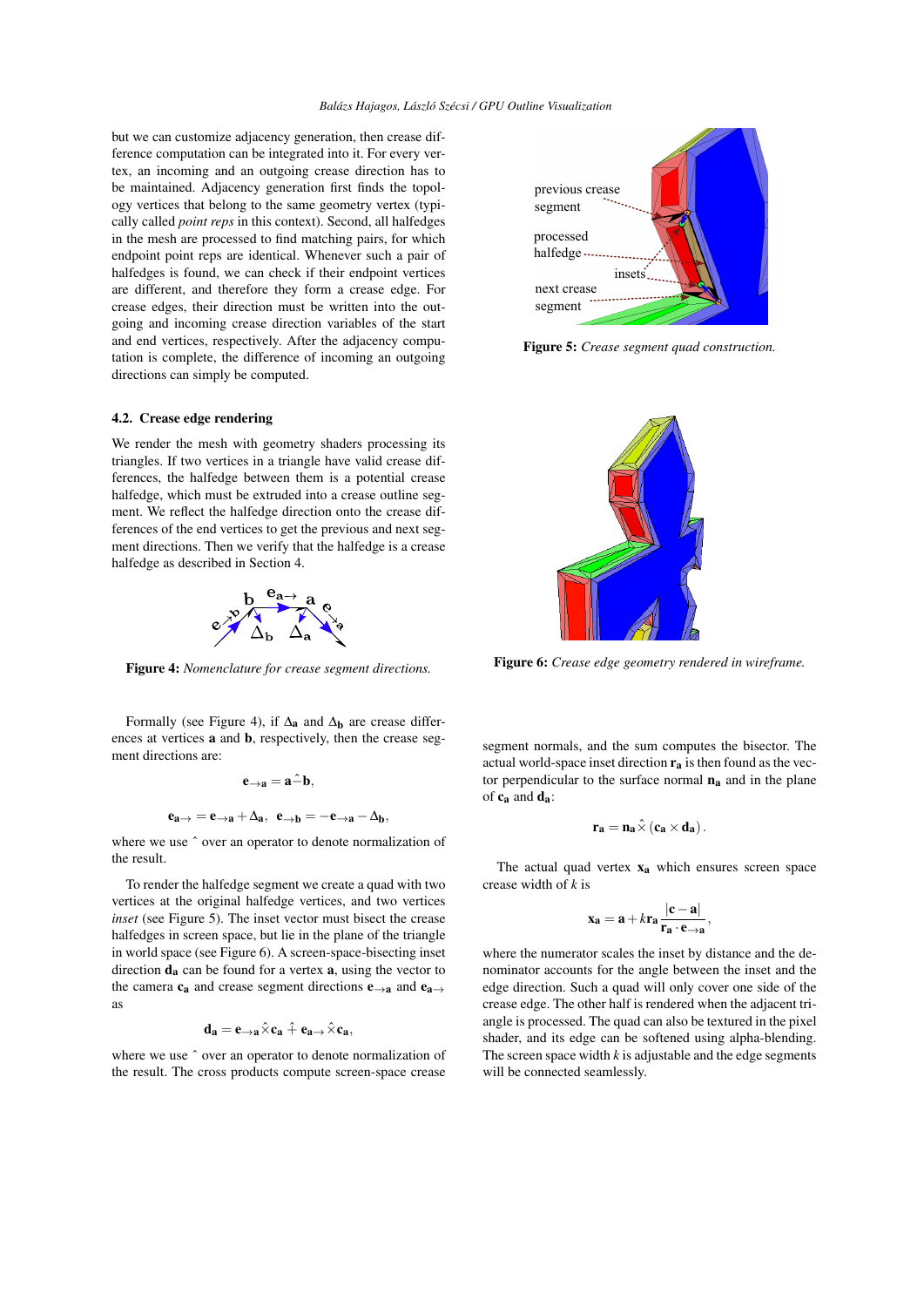but we can customize adjacency generation, then crease difference computation can be integrated into it. For every vertex, an incoming and an outgoing crease direction has to be maintained. Adjacency generation first finds the topology vertices that belong to the same geometry vertex (typically called *point reps* in this context). Second, all halfedges in the mesh are processed to find matching pairs, for which endpoint point reps are identical. Whenever such a pair of halfedges is found, we can check if their endpoint vertices are different, and therefore they form a crease edge. For crease edges, their direction must be written into the outgoing and incoming crease direction variables of the start and end vertices, respectively. After the adjacency computation is complete, the difference of incoming an outgoing directions can simply be computed.

### 4.2. Crease edge rendering

We render the mesh with geometry shaders processing its triangles. If two vertices in a triangle have valid crease differences, the halfedge between them is a potential crease halfedge, which must be extruded into a crease outline segment. We reflect the halfedge direction onto the crease differences of the end vertices to get the previous and next segment directions. Then we verify that the halfedge is a crease halfedge as described in Section 4.

**Figure 4:** *Nomenclature for crease segment directions.*

Formally (see Figure 4), if $\Delta_\mathbf{a}$ and $\Delta_\mathbf{b}$ are crease differences at vertices $\mathbf{a}$ and $\mathbf{b}$, respectively, then the crease segment directions are:

$$\mathbf{e}_{\rightarrow\mathbf{a}} = \mathbf{a} \hat{-} \mathbf{b},$$

$$\mathbf{e}_{\mathbf{a}\rightarrow} = \mathbf{e}_{\rightarrow\mathbf{a}} + \Delta_\mathbf{a}, \quad \mathbf{e}_{\rightarrow\mathbf{b}} = -\mathbf{e}_{\rightarrow\mathbf{a}} - \Delta_\mathbf{b},$$

where we use ˆ over an operator to denote normalization of the result.

To render the halfedge segment we create a quad with two vertices at the original halfedge vertices, and two vertices *inset* (see Figure 5). The inset vector must bisect the crease halfedges in screen space, but lie in the plane of the triangle in world space (see Figure 6). A screen-space-bisecting inset direction $\mathbf{d_a}$ can be found for a vertex $\mathbf{a}$, using the vector to the camera $\mathbf{c_a}$ and crease segment directions $\mathbf{e}_{\rightarrow\mathbf{a}}$ and $\mathbf{e}_{\mathbf{a}\rightarrow}$ as

$$\mathbf{d_a} = \mathbf{e}_{\rightarrow\mathbf{a}} \hat{\times} \mathbf{c_a} \hat{+} \mathbf{e}_{\mathbf{a}\rightarrow} \hat{\times} \mathbf{c_a},$$

where we use ˆ over an operator to denote normalization of the result. The cross products compute screen-space crease segment normals, and the sum computes the bisector. The actual world-space inset direction $\mathbf{r_a}$ is then found as the vector perpendicular to the surface normal $\mathbf{n_a}$ and in the plane of $\mathbf{c_a}$ and $\mathbf{d_a}$:

$$\mathbf{r_a} = \mathbf{n_a} \hat{\times} (\mathbf{c_a} \times \mathbf{d_a}).$$

The actual quad vertex $\mathbf{x_a}$ which ensures screen space crease width of $k$ is

$$\mathbf{x_a} = \mathbf{a} + k\mathbf{r_a}\frac{|\mathbf{c} - \mathbf{a}|}{\mathbf{r_a} \cdot \mathbf{e}_{\rightarrow\mathbf{a}}},$$

where the numerator scales the inset by distance and the denominator accounts for the angle between the inset and the edge direction. Such a quad will only cover one side of the crease edge. The other half is rendered when the adjacent triangle is processed. The quad can also be textured in the pixel shader, and its edge can be softened using alpha-blending. The screen space width $k$ is adjustable and the edge segments will be connected seamlessly.

**Figure 5:** *Crease segment quad construction.*

**Figure 6:** *Crease edge geometry rendered in wireframe.*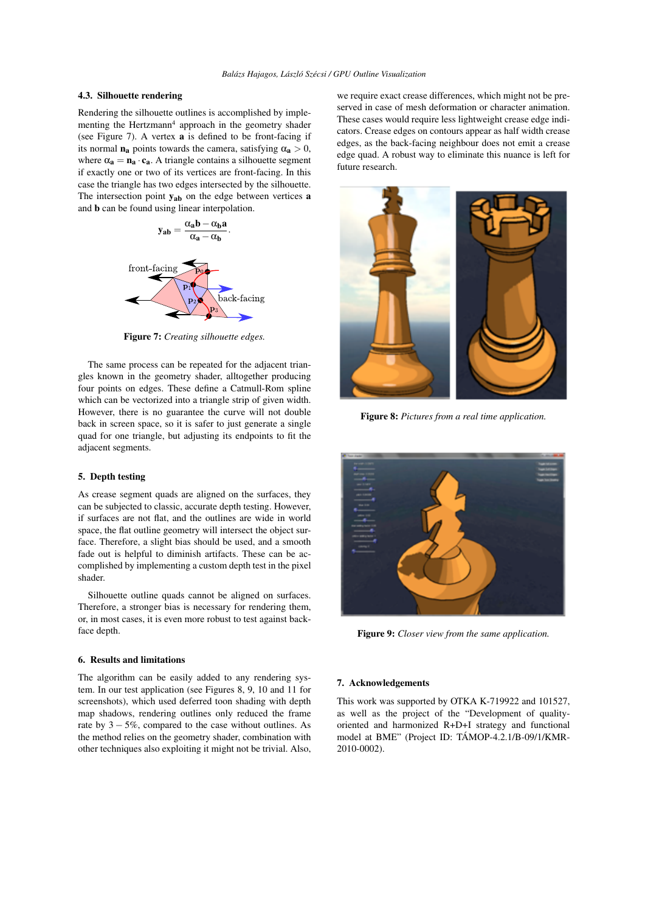### 4.3. Silhouette rendering

Rendering the silhouette outlines is accomplished by implementing the Hertzmann[4] approach in the geometry shader (see Figure 7). A vertex $\mathbf{a}$ is defined to be front-facing if its normal $\mathbf{n_a}$ points towards the camera, satisfying $\alpha_\mathbf{a} > 0$, where $\alpha_\mathbf{a} = \mathbf{n_a} \cdot \mathbf{c_a}$. A triangle contains a silhouette segment if exactly one or two of its vertices are front-facing. In this case the triangle has two edges intersected by the silhouette. The intersection point $\mathbf{y_{ab}}$ on the edge between vertices $\mathbf{a}$ and $\mathbf{b}$ can be found using linear interpolation.

$$\mathbf{y_{ab}} = \frac{\alpha_\mathbf{a}\mathbf{b} - \alpha_\mathbf{b}\mathbf{a}}{\alpha_\mathbf{a} - \alpha_\mathbf{b}}.$$

**Figure 7:** *Creating silhouette edges.*

The same process can be repeated for the adjacent triangles known in the geometry shader, alltogether producing four points on edges. These define a Catmull-Rom spline which can be vectorized into a triangle strip of given width. However, there is no guarantee the curve will not double back in screen space, so it is safer to just generate a single quad for one triangle, but adjusting its endpoints to fit the adjacent segments.

## 5. Depth testing

As crease segment quads are aligned on the surfaces, they can be subjected to classic, accurate depth testing. However, if surfaces are not flat, and the outlines are wide in world space, the flat outline geometry will intersect the object surface. Therefore, a slight bias should be used, and a smooth fade out is helpful to diminish artifacts. These can be accomplished by implementing a custom depth test in the pixel shader.

Silhouette outline quads cannot be aligned on surfaces. Therefore, a stronger bias is necessary for rendering them, or, in most cases, it is even more robust to test against backface depth.

## 6. Results and limitations

The algorithm can be easily added to any rendering system. In our test application (see Figures 8, 9, 10 and 11 for screenshots), which used deferred toon shading with depth map shadows, rendering outlines only reduced the frame rate by $3-5\%$, compared to the case without outlines. As the method relies on the geometry shader, combination with other techniques also exploiting it might not be trivial. Also, we require exact crease differences, which might not be preserved in case of mesh deformation or character animation. These cases would require less lightweight crease edge indicators. Crease edges on contours appear as half width crease edges, as the back-facing neighbour does not emit a crease edge quad. A robust way to eliminate this nuance is left for future research.

**Figure 8:** *Pictures from a real time application.*

**Figure 9:** *Closer view from the same application.*

## 7. Acknowledgements

This work was supported by OTKA K-719922 and 101527, as well as the project of the "Development of quality-oriented and harmonized R+D+I strategy and functional model at BME" (Project ID: TÁMOP-4.2.1/B-09/1/KMR-2010-0002).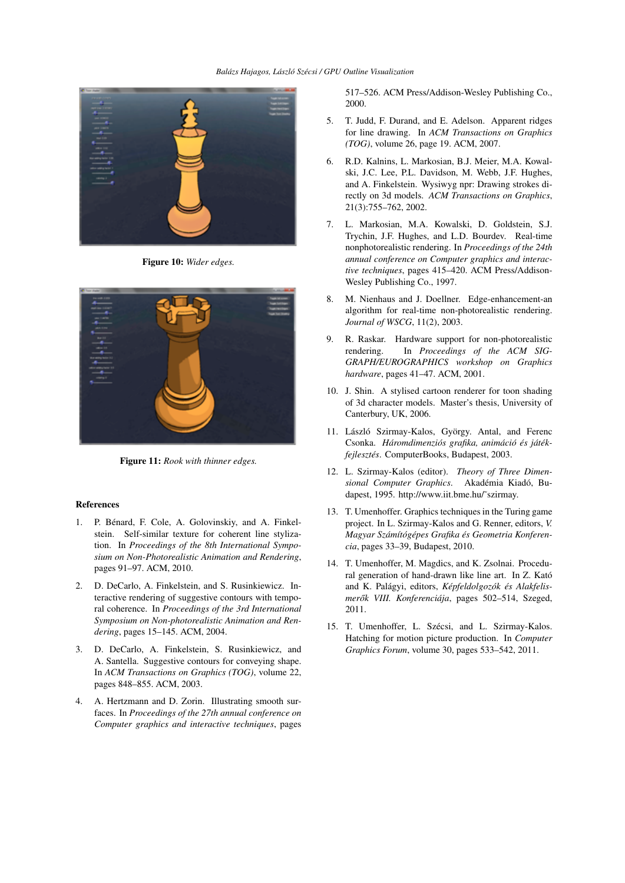**Figure 10:** *Wider edges.*

**Figure 11:** *Rook with thinner edges.*

**References**

1. P. Bénard, F. Cole, A. Golovinskiy, and A. Finkelstein. Self-similar texture for coherent line stylization. In *Proceedings of the 8th International Symposium on Non-Photorealistic Animation and Rendering*, pages 91–97. ACM, 2010.
2. D. DeCarlo, A. Finkelstein, and S. Rusinkiewicz. Interactive rendering of suggestive contours with temporal coherence. In *Proceedings of the 3rd International Symposium on Non-photorealistic Animation and Rendering*, pages 15–145. ACM, 2004.
3. D. DeCarlo, A. Finkelstein, S. Rusinkiewicz, and A. Santella. Suggestive contours for conveying shape. In *ACM Transactions on Graphics (TOG)*, volume 22, pages 848–855. ACM, 2003.
4. A. Hertzmann and D. Zorin. Illustrating smooth surfaces. In *Proceedings of the 27th annual conference on Computer graphics and interactive techniques*, pages 517–526. ACM Press/Addison-Wesley Publishing Co., 2000.
5. T. Judd, F. Durand, and E. Adelson. Apparent ridges for line drawing. In *ACM Transactions on Graphics (TOG)*, volume 26, page 19. ACM, 2007.
6. R.D. Kalnins, L. Markosian, B.J. Meier, M.A. Kowalski, J.C. Lee, P.L. Davidson, M. Webb, J.F. Hughes, and A. Finkelstein. Wysiwyg npr: Drawing strokes directly on 3d models. *ACM Transactions on Graphics*, 21(3):755–762, 2002.
7. L. Markosian, M.A. Kowalski, D. Goldstein, S.J. Trychin, J.F. Hughes, and L.D. Bourdev. Real-time nonphotorealistic rendering. In *Proceedings of the 24th annual conference on Computer graphics and interactive techniques*, pages 415–420. ACM Press/Addison-Wesley Publishing Co., 1997.
8. M. Nienhaus and J. Doellner. Edge-enhancement-an algorithm for real-time non-photorealistic rendering. *Journal of WSCG*, 11(2), 2003.
9. R. Raskar. Hardware support for non-photorealistic rendering. In *Proceedings of the ACM SIGGRAPH/EUROGRAPHICS workshop on Graphics hardware*, pages 41–47. ACM, 2001.
10. J. Shin. A stylised cartoon renderer for toon shading of 3d character models. Master's thesis, University of Canterbury, UK, 2006.
11. László Szirmay-Kalos, György. Antal, and Ferenc Csonka. *Háromdimenziós grafika, animáció és játékfejlesztés*. ComputerBooks, Budapest, 2003.
12. L. Szirmay-Kalos (editor). *Theory of Three Dimensional Computer Graphics*. Akadémia Kiadó, Budapest, 1995. http://www.iit.bme.hu/~szirmay.
13. T. Umenhoffer. Graphics techniques in the Turing game project. In L. Szirmay-Kalos and G. Renner, editors, *V. Magyar Számítógépes Grafika és Geometria Konferencia*, pages 33–39, Budapest, 2010.
14. T. Umenhoffer, M. Magdics, and K. Zsolnai. Procedural generation of hand-drawn like line art. In Z. Kató and K. Palágyi, editors, *Képfeldolgozók és Alakfelismerők VIII. Konferenciája*, pages 502–514, Szeged, 2011.
15. T. Umenhoffer, L. Szécsi, and L. Szirmay-Kalos. Hatching for motion picture production. In *Computer Graphics Forum*, volume 30, pages 533–542, 2011.